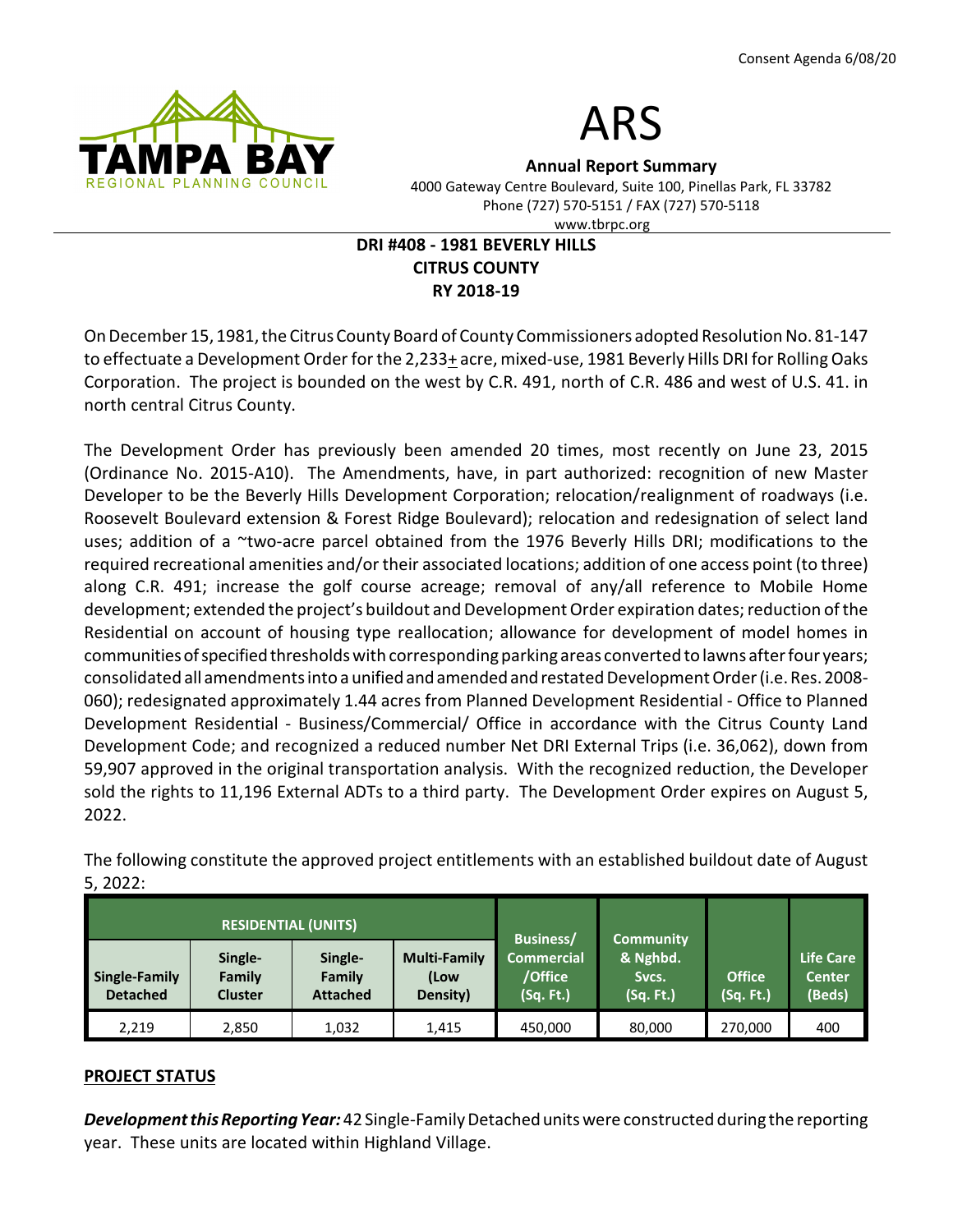Consent Agenda 6/08/20

# ARS

**Annual Report Summary**

4000 Gateway Centre Boulevard, Suite 100, Pinellas Park, FL 33782
Phone (727) 570-5151 / FAX (727) 570-5118
www.tbrpc.org

## DRI #408 - 1981 BEVERLY HILLS
## CITRUS COUNTY
## RY 2018-19

On December 15, 1981, the Citrus County Board of County Commissioners adopted Resolution No. 81-147 to effectuate a Development Order for the 2,233± acre, mixed-use, 1981 Beverly Hills DRI for Rolling Oaks Corporation. The project is bounded on the west by C.R. 491, north of C.R. 486 and west of U.S. 41. in north central Citrus County.

The Development Order has previously been amended 20 times, most recently on June 23, 2015 (Ordinance No. 2015-A10). The Amendments, have, in part authorized: recognition of new Master Developer to be the Beverly Hills Development Corporation; relocation/realignment of roadways (i.e. Roosevelt Boulevard extension & Forest Ridge Boulevard); relocation and redesignation of select land uses; addition of a ~two-acre parcel obtained from the 1976 Beverly Hills DRI; modifications to the required recreational amenities and/or their associated locations; addition of one access point (to three) along C.R. 491; increase the golf course acreage; removal of any/all reference to Mobile Home development; extended the project's buildout and Development Order expiration dates; reduction of the Residential on account of housing type reallocation; allowance for development of model homes in communities of specified thresholds with corresponding parking areas converted to lawns after four years; consolidated all amendments into a unified and amended and restated Development Order (i.e. Res. 2008-060); redesignated approximately 1.44 acres from Planned Development Residential - Office to Planned Development Residential - Business/Commercial/ Office in accordance with the Citrus County Land Development Code; and recognized a reduced number Net DRI External Trips (i.e. 36,062), down from 59,907 approved in the original transportation analysis. With the recognized reduction, the Developer sold the rights to 11,196 External ADTs to a third party. The Development Order expires on August 5, 2022.

The following constitute the approved project entitlements with an established buildout date of August 5, 2022:

| RESIDENTIAL (UNITS) | | | | Business/ Commercial /Office (Sq. Ft.) | Community & Nghbd. Svcs. (Sq. Ft.) | Office (Sq. Ft.) | Life Care Center (Beds) |
|---|---|---|---|---|---|---|---|
| Single-Family Detached | Single-Family Cluster | Single-Family Attached | Multi-Family (Low Density) | | | | |
| 2,219 | 2,850 | 1,032 | 1,415 | 450,000 | 80,000 | 270,000 | 400 |

**PROJECT STATUS**

***Development this Reporting Year:*** 42 Single-Family Detached units were constructed during the reporting year. These units are located within Highland Village.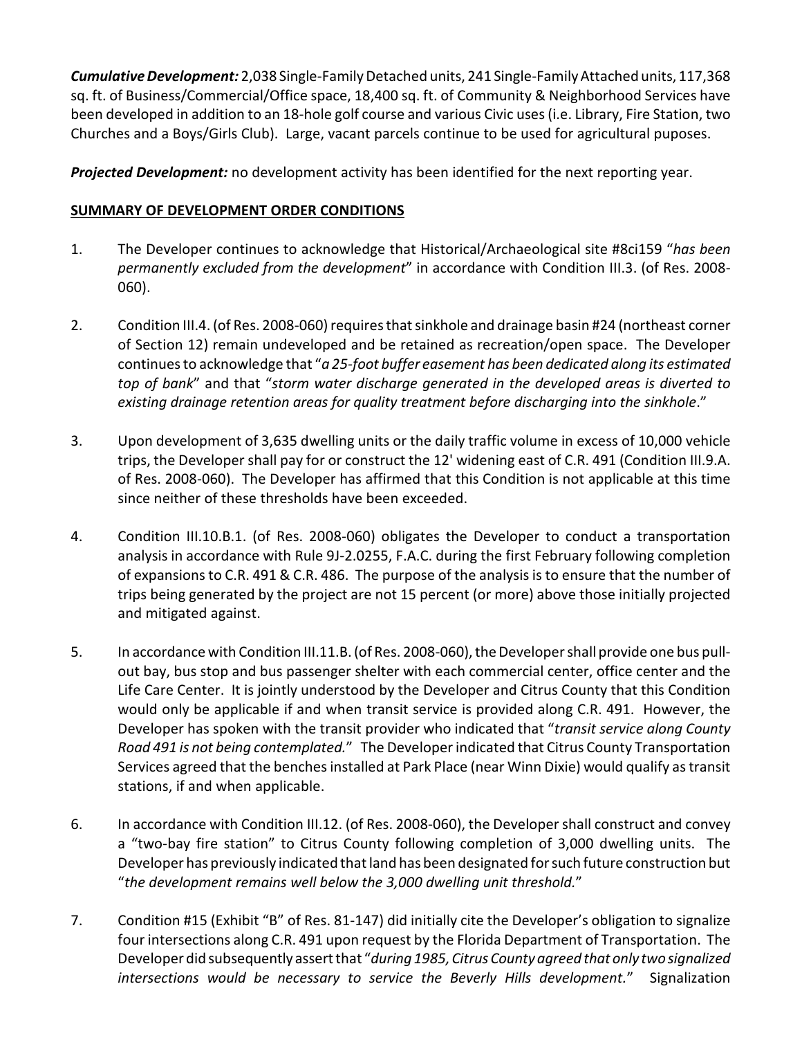***Cumulative Development:*** 2,038 Single-Family Detached units, 241 Single-Family Attached units, 117,368 sq. ft. of Business/Commercial/Office space, 18,400 sq. ft. of Community & Neighborhood Services have been developed in addition to an 18-hole golf course and various Civic uses (i.e. Library, Fire Station, two Churches and a Boys/Girls Club). Large, vacant parcels continue to be used for agricultural puposes.

***Projected Development:*** no development activity has been identified for the next reporting year.

**SUMMARY OF DEVELOPMENT ORDER CONDITIONS**

1. The Developer continues to acknowledge that Historical/Archaeological site #8ci159 "*has been permanently excluded from the development*" in accordance with Condition III.3. (of Res. 2008-060).

2. Condition III.4. (of Res. 2008-060) requires that sinkhole and drainage basin #24 (northeast corner of Section 12) remain undeveloped and be retained as recreation/open space. The Developer continues to acknowledge that "*a 25-foot buffer easement has been dedicated along its estimated top of bank*" and that "*storm water discharge generated in the developed areas is diverted to existing drainage retention areas for quality treatment before discharging into the sinkhole*."

3. Upon development of 3,635 dwelling units or the daily traffic volume in excess of 10,000 vehicle trips, the Developer shall pay for or construct the 12' widening east of C.R. 491 (Condition III.9.A. of Res. 2008-060). The Developer has affirmed that this Condition is not applicable at this time since neither of these thresholds have been exceeded.

4. Condition III.10.B.1. (of Res. 2008-060) obligates the Developer to conduct a transportation analysis in accordance with Rule 9J-2.0255, F.A.C. during the first February following completion of expansions to C.R. 491 & C.R. 486. The purpose of the analysis is to ensure that the number of trips being generated by the project are not 15 percent (or more) above those initially projected and mitigated against.

5. In accordance with Condition III.11.B. (of Res. 2008-060), the Developer shall provide one bus pull-out bay, bus stop and bus passenger shelter with each commercial center, office center and the Life Care Center. It is jointly understood by the Developer and Citrus County that this Condition would only be applicable if and when transit service is provided along C.R. 491. However, the Developer has spoken with the transit provider who indicated that "*transit service along County Road 491 is not being contemplated.*" The Developer indicated that Citrus County Transportation Services agreed that the benches installed at Park Place (near Winn Dixie) would qualify as transit stations, if and when applicable.

6. In accordance with Condition III.12. (of Res. 2008-060), the Developer shall construct and convey a "two-bay fire station" to Citrus County following completion of 3,000 dwelling units. The Developer has previously indicated that land has been designated for such future construction but "*the development remains well below the 3,000 dwelling unit threshold.*"

7. Condition #15 (Exhibit "B" of Res. 81-147) did initially cite the Developer's obligation to signalize four intersections along C.R. 491 upon request by the Florida Department of Transportation. The Developer did subsequently assert that "*during 1985, Citrus County agreed that only two signalized intersections would be necessary to service the Beverly Hills development.*" Signalization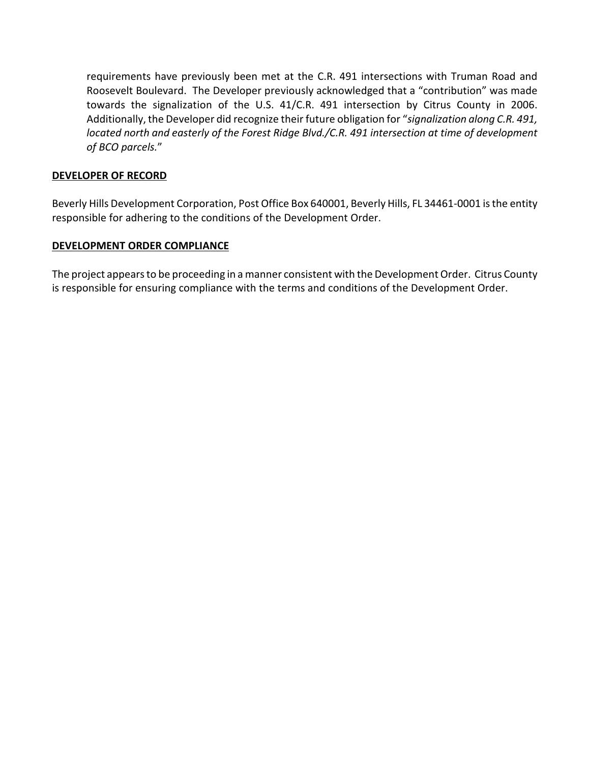requirements have previously been met at the C.R. 491 intersections with Truman Road and Roosevelt Boulevard. The Developer previously acknowledged that a "contribution" was made towards the signalization of the U.S. 41/C.R. 491 intersection by Citrus County in 2006. Additionally, the Developer did recognize their future obligation for "*signalization along C.R. 491, located north and easterly of the Forest Ridge Blvd./C.R. 491 intersection at time of development of BCO parcels.*"

**DEVELOPER OF RECORD**

Beverly Hills Development Corporation, Post Office Box 640001, Beverly Hills, FL 34461-0001 is the entity responsible for adhering to the conditions of the Development Order.

**DEVELOPMENT ORDER COMPLIANCE**

The project appears to be proceeding in a manner consistent with the Development Order. Citrus County is responsible for ensuring compliance with the terms and conditions of the Development Order.